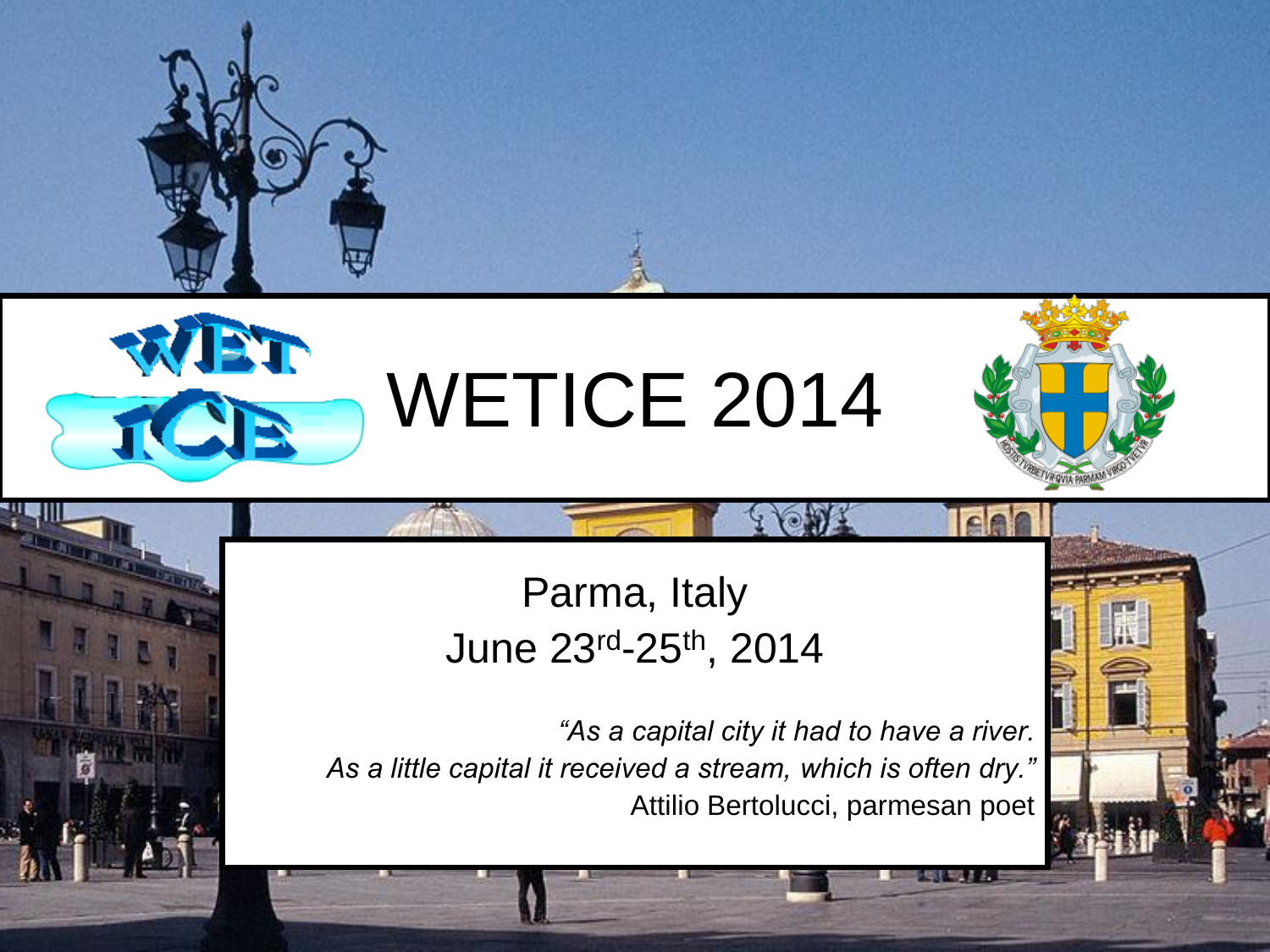# WETICE 2014

Parma, Italy

June 23rd-25th, 2014

*"As a capital city it had to have a river.*
*As a little capital it received a stream, which is often dry."*
Attilio Bertolucci, parmesan poet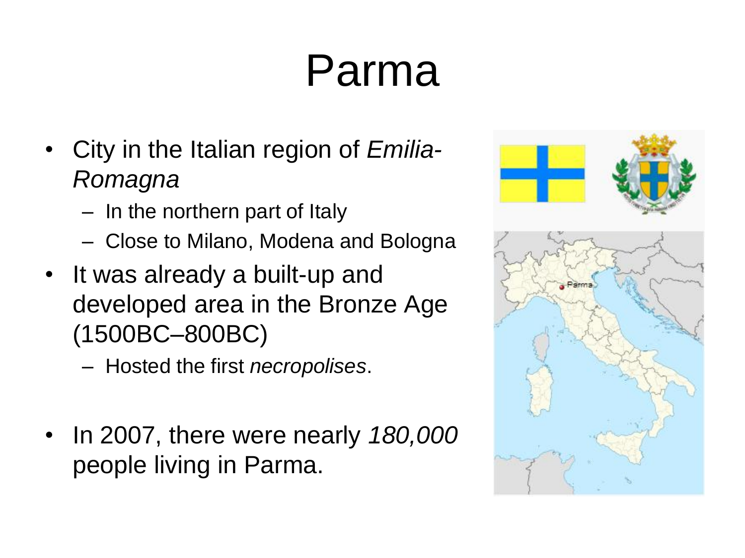# Parma

- City in the Italian region of *Emilia-Romagna*
  - In the northern part of Italy
  - Close to Milano, Modena and Bologna
- It was already a built-up and developed area in the Bronze Age (1500BC–800BC)
  - Hosted the first *necropolises*.
- In 2007, there were nearly *180,000* people living in Parma.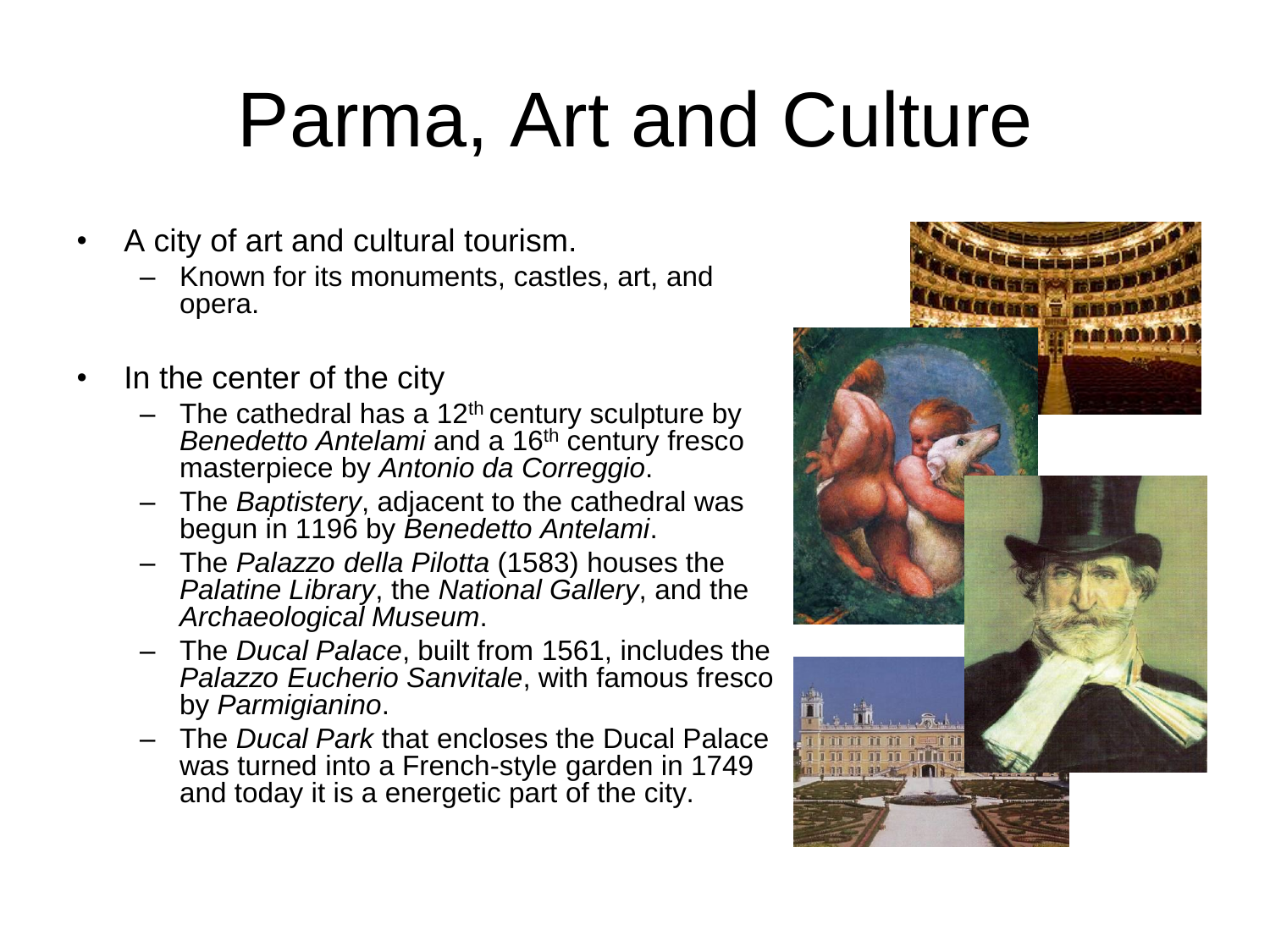# Parma, Art and Culture

- A city of art and cultural tourism.
  - Known for its monuments, castles, art, and opera.
- In the center of the city
  - The cathedral has a 12th century sculpture by *Benedetto Antelami* and a 16th century fresco masterpiece by *Antonio da Correggio*.
  - The *Baptistery*, adjacent to the cathedral was begun in 1196 by *Benedetto Antelami*.
  - The *Palazzo della Pilotta* (1583) houses the *Palatine Library*, the *National Gallery*, and the *Archaeological Museum*.
  - The *Ducal Palace*, built from 1561, includes the *Palazzo Eucherio Sanvitale*, with famous fresco by *Parmigianino*.
  - The *Ducal Park* that encloses the Ducal Palace was turned into a French-style garden in 1749 and today it is a energetic part of the city.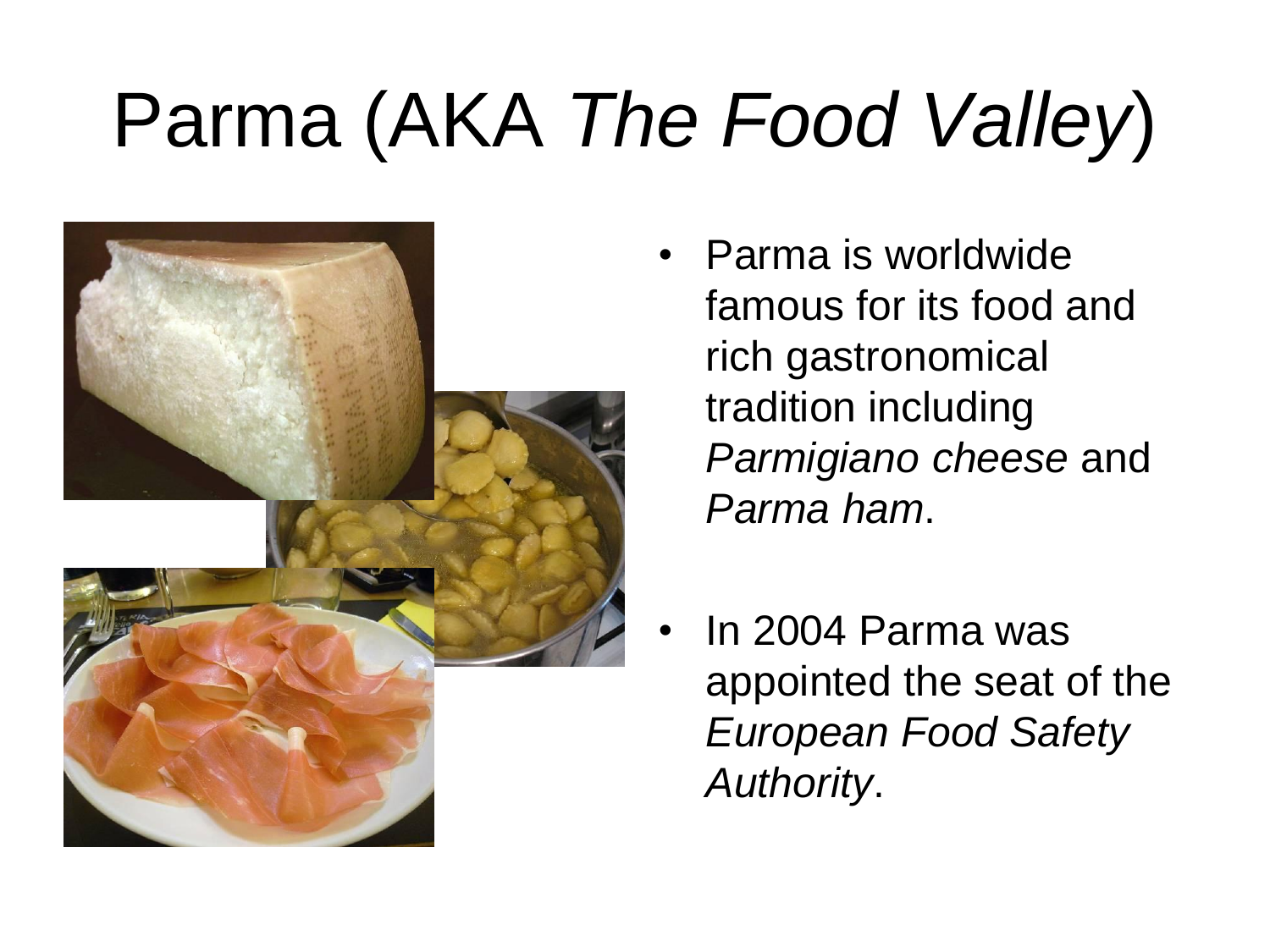# Parma (AKA *The Food Valley*)

- Parma is worldwide famous for its food and rich gastronomical tradition including *Parmigiano cheese* and *Parma ham*.
- In 2004 Parma was appointed the seat of the *European Food Safety Authority*.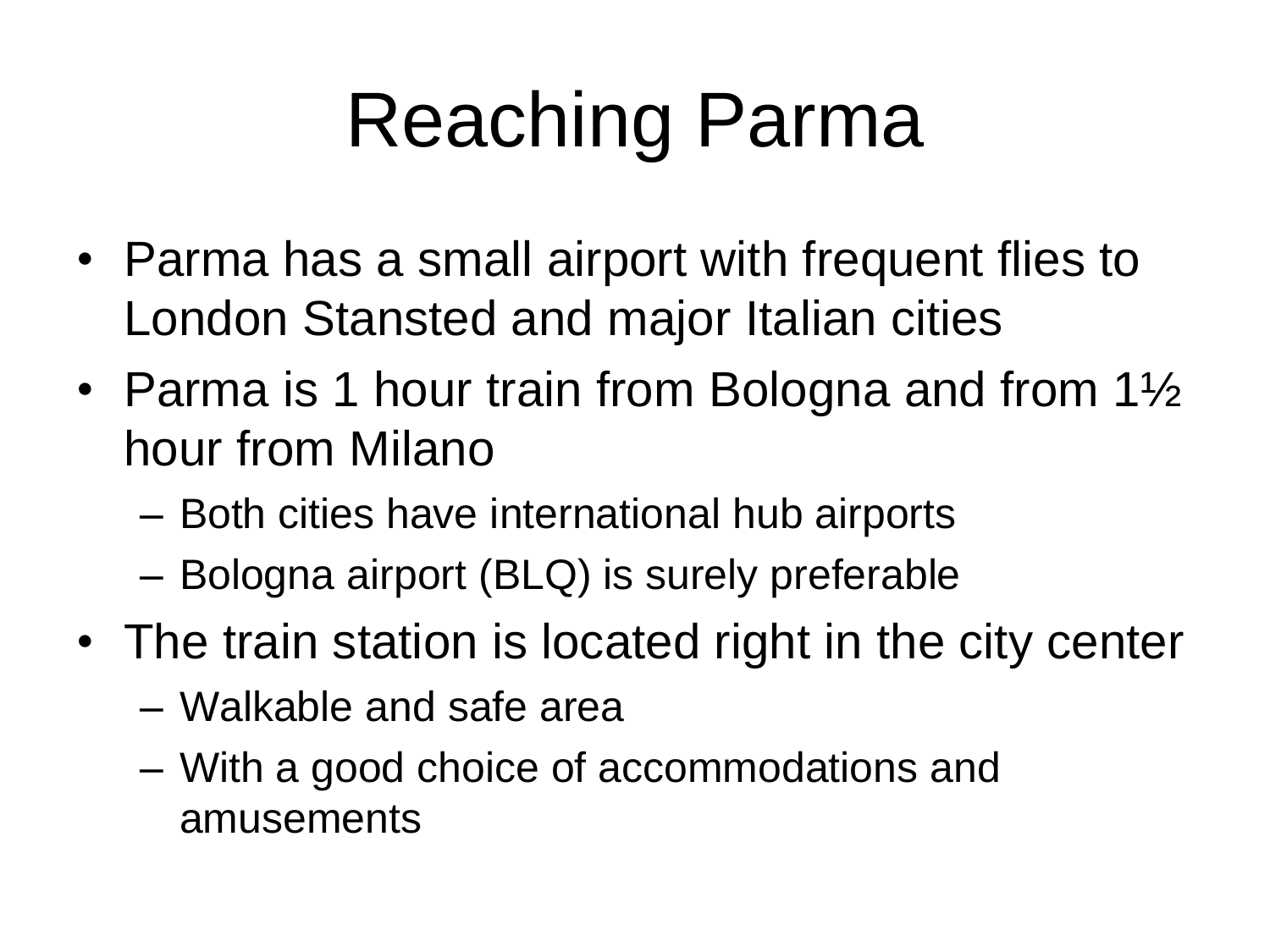# Reaching Parma

- Parma has a small airport with frequent flies to London Stansted and major Italian cities
- Parma is 1 hour train from Bologna and from 1½ hour from Milano
  - Both cities have international hub airports
  - Bologna airport (BLQ) is surely preferable
- The train station is located right in the city center
  - Walkable and safe area
  - With a good choice of accommodations and amusements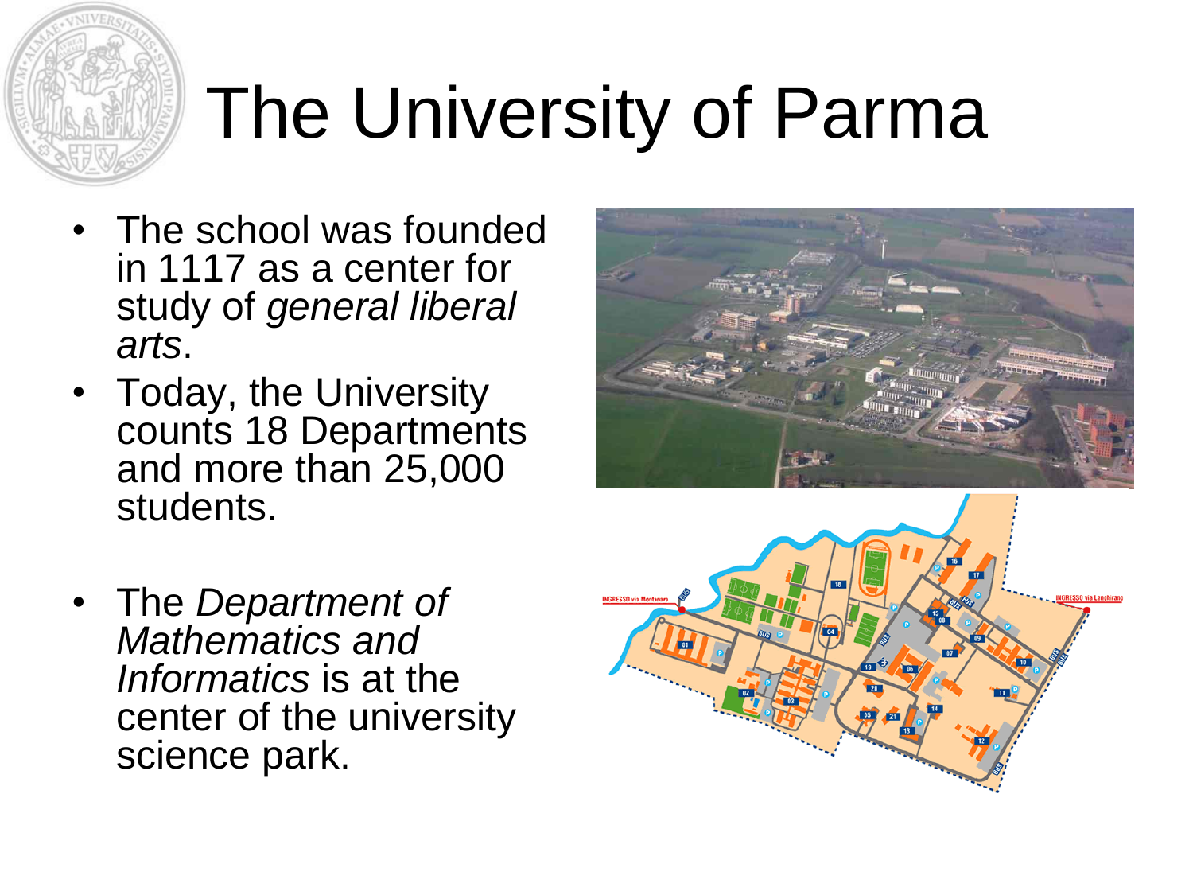# The University of Parma

- The school was founded in 1117 as a center for study of *general liberal arts*.
- Today, the University counts 18 Departments and more than 25,000 students.
- The *Department of Mathematics and Informatics* is at the center of the university science park.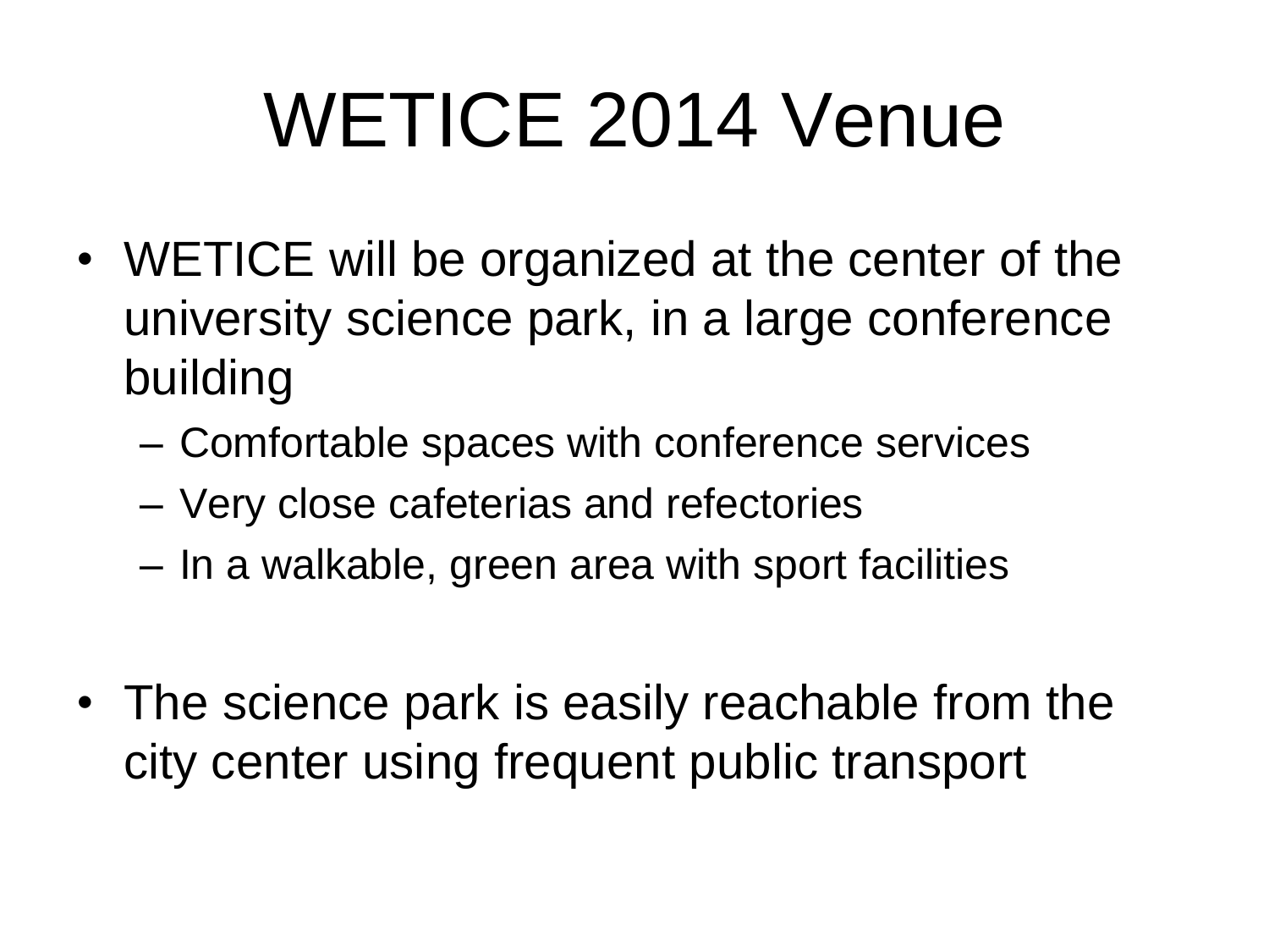# WETICE 2014 Venue

- WETICE will be organized at the center of the university science park, in a large conference building
  - Comfortable spaces with conference services
  - Very close cafeterias and refectories
  - In a walkable, green area with sport facilities
- The science park is easily reachable from the city center using frequent public transport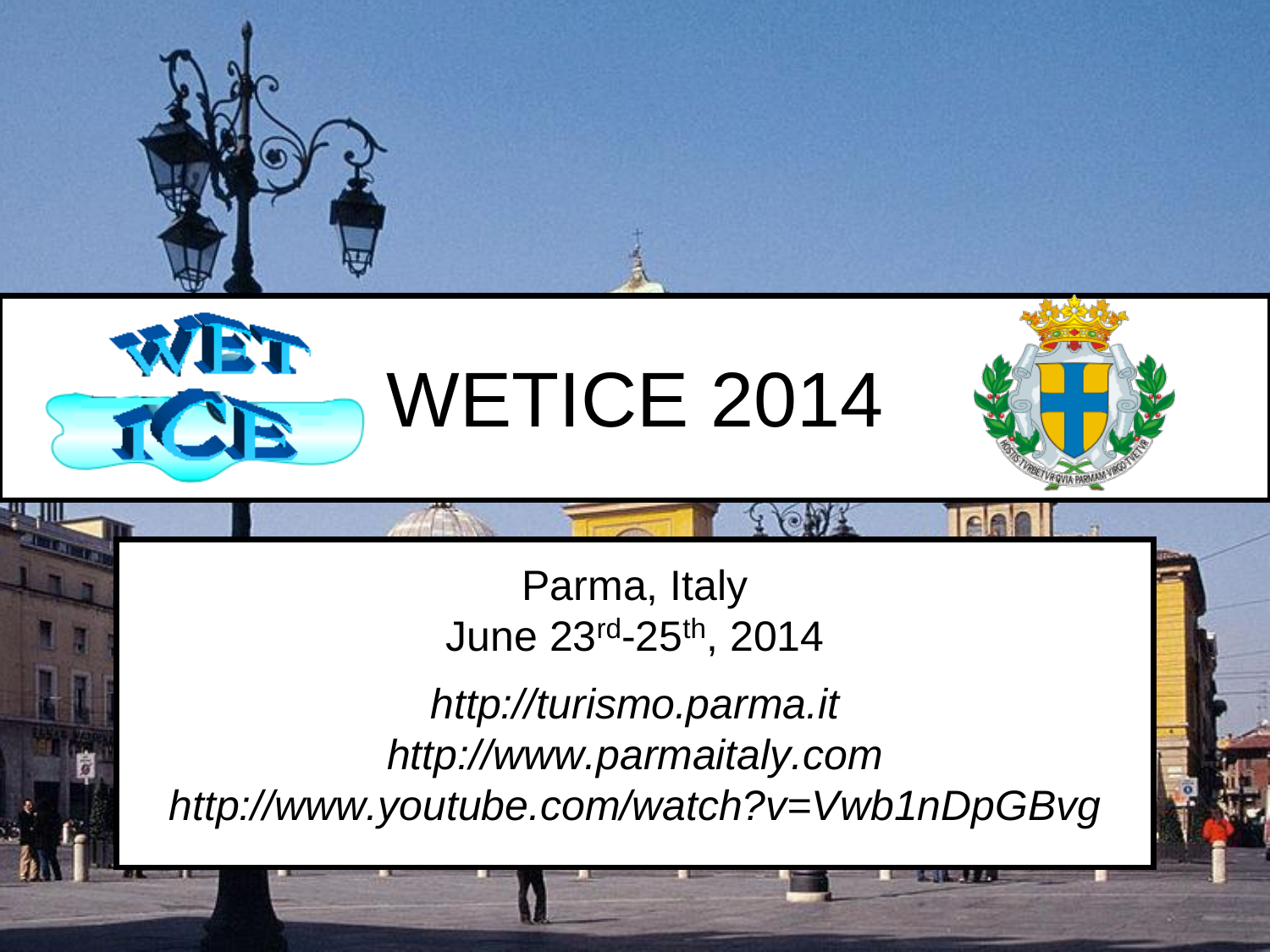# WETICE 2014

Parma, Italy
June 23rd-25th, 2014

*http://turismo.parma.it*
*http://www.parmaitaly.com*
*http://www.youtube.com/watch?v=Vwb1nDpGBvg*